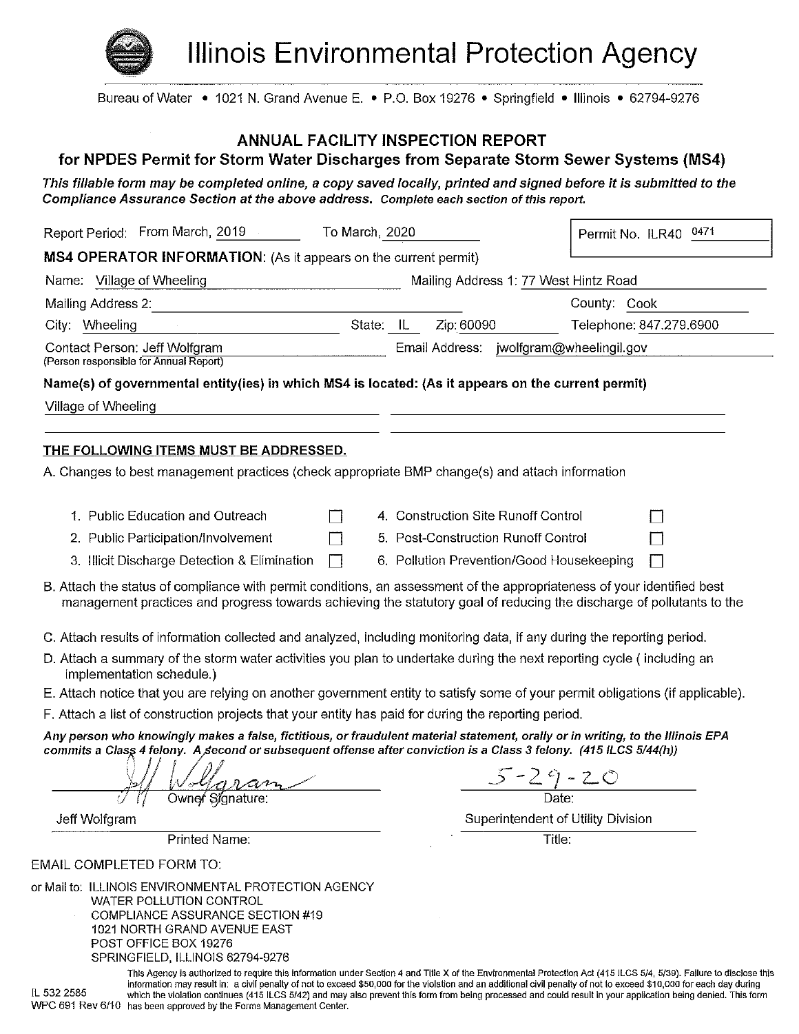# Illinois Environmental Protection Agency

Bureau of Water • 1021 N. Grand Avenue E. • P.O. Box 19276 • Springfield • Illinois • 62794-9276

## ANNUAL FACILITY INSPECTION REPORT
## for NPDES Permit for Storm Water Discharges from Separate Storm Sewer Systems (MS4)

***This fillable form may be completed online, a copy saved locally, printed and signed before it is submitted to the Compliance Assurance Section at the above address. Complete each section of this report.***

Report Period: From March, 2019 To March, 2020

Permit No. ILR40 0471

**MS4 OPERATOR INFORMATION:** (As it appears on the current permit)

Name: Village of Wheeling

Mailing Address 1: 77 West Hintz Road

Mailing Address 2:

County: Cook

City: Wheeling

State: IL

Zip: 60090

Telephone: 847.279.6900

Contact Person: Jeff Wolfgram
(Person responsible for Annual Report)

Email Address: jwolfgram@wheelingil.gov

**Name(s) of governmental entity(ies) in which MS4 is located: (As it appears on the current permit)**

Village of Wheeling

**THE FOLLOWING ITEMS MUST BE ADDRESSED.**

A. Changes to best management practices (check appropriate BMP change(s) and attach information

1. Public Education and Outreach ☐
2. Public Participation/Involvement ☐
3. Illicit Discharge Detection & Elimination ☐
4. Construction Site Runoff Control ☐
5. Post-Construction Runoff Control ☐
6. Pollution Prevention/Good Housekeeping ☐

B. Attach the status of compliance with permit conditions, an assessment of the appropriateness of your identified best management practices and progress towards achieving the statutory goal of reducing the discharge of pollutants to the

C. Attach results of information collected and analyzed, including monitoring data, if any during the reporting period.

D. Attach a summary of the storm water activities you plan to undertake during the next reporting cycle ( including an implementation schedule.)

E. Attach notice that you are relying on another government entity to satisfy some of your permit obligations (if applicable).

F. Attach a list of construction projects that your entity has paid for during the reporting period.

***Any person who knowingly makes a false, fictitious, or fraudulent material statement, orally or in writing, to the Illinois EPA commits a Class 4 felony. A second or subsequent offense after conviction is a Class 3 felony. (415 ILCS 5/44(h))***

Jeff Wolfgram (signature)
Owner Signature:

5-29-20
Date:

Jeff Wolfgram
Printed Name:

Superintendent of Utility Division
Title:

EMAIL COMPLETED FORM TO:

or Mail to: ILLINOIS ENVIRONMENTAL PROTECTION AGENCY
WATER POLLUTION CONTROL
COMPLIANCE ASSURANCE SECTION #19
1021 NORTH GRAND AVENUE EAST
POST OFFICE BOX 19276
SPRINGFIELD, ILLINOIS 62794-9276

This Agency is authorized to require this information under Section 4 and Title X of the Environmental Protection Act (415 ILCS 5/4, 5/39). Failure to disclose this information may result in: a civil penalty of not to exceed $50,000 for the violation and an additional civil penalty of not to exceed $10,000 for each day during which the violation continues (415 ILCS 5/42) and may also prevent this form from being processed and could result in your application being denied. This form has been approved by the Forms Management Center.

IL 532 2585
WPC 691 Rev 6/10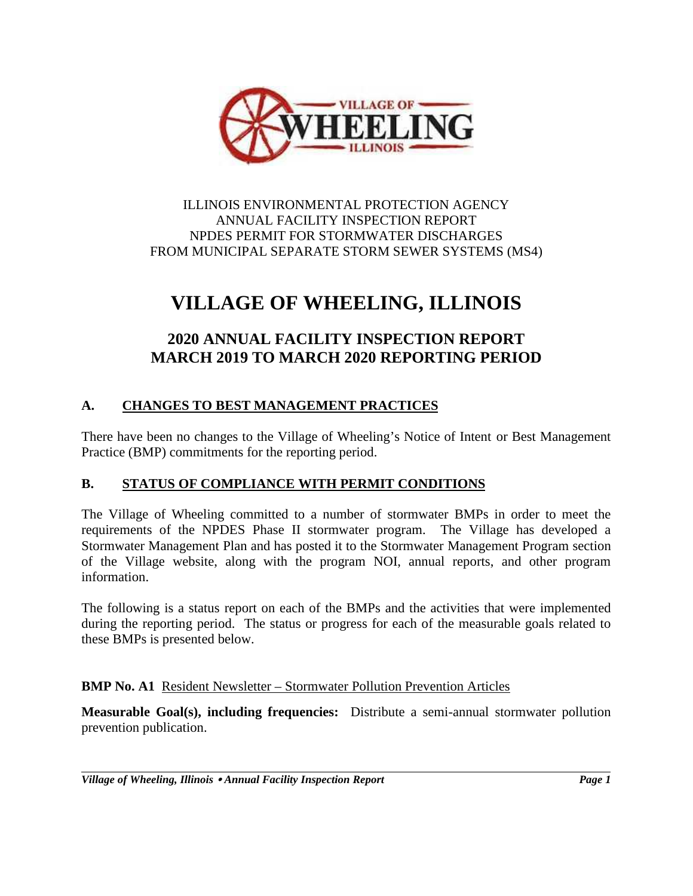ILLINOIS ENVIRONMENTAL PROTECTION AGENCY
ANNUAL FACILITY INSPECTION REPORT
NPDES PERMIT FOR STORMWATER DISCHARGES
FROM MUNICIPAL SEPARATE STORM SEWER SYSTEMS (MS4)

# VILLAGE OF WHEELING, ILLINOIS

## 2020 ANNUAL FACILITY INSPECTION REPORT
## MARCH 2019 TO MARCH 2020 REPORTING PERIOD

### A. CHANGES TO BEST MANAGEMENT PRACTICES

There have been no changes to the Village of Wheeling's Notice of Intent or Best Management Practice (BMP) commitments for the reporting period.

### B. STATUS OF COMPLIANCE WITH PERMIT CONDITIONS

The Village of Wheeling committed to a number of stormwater BMPs in order to meet the requirements of the NPDES Phase II stormwater program. The Village has developed a Stormwater Management Plan and has posted it to the Stormwater Management Program section of the Village website, along with the program NOI, annual reports, and other program information.

The following is a status report on each of the BMPs and the activities that were implemented during the reporting period. The status or progress for each of the measurable goals related to these BMPs is presented below.

**BMP No. A1** Resident Newsletter – Stormwater Pollution Prevention Articles

**Measurable Goal(s), including frequencies:** Distribute a semi-annual stormwater pollution prevention publication.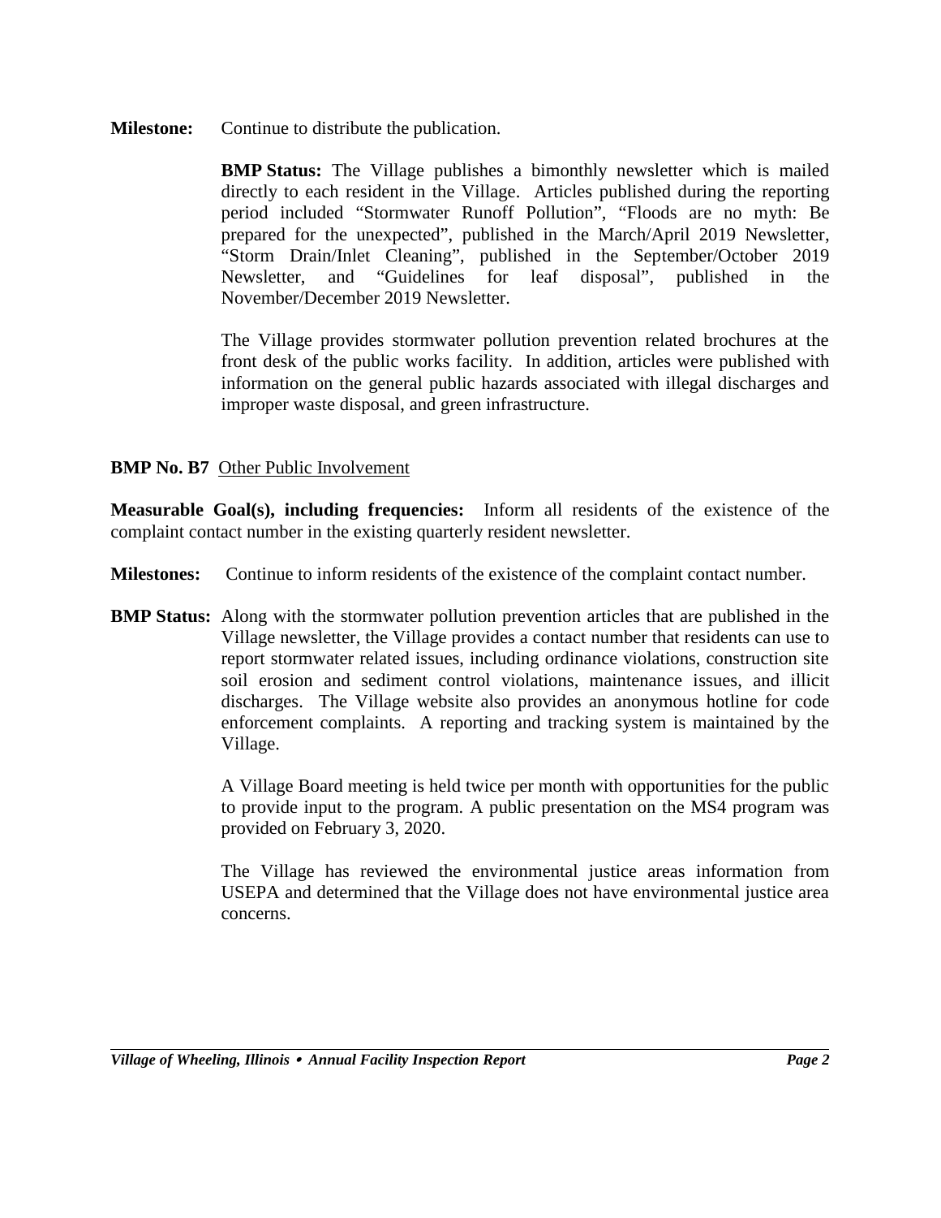**Milestone:** Continue to distribute the publication.

**BMP Status:** The Village publishes a bimonthly newsletter which is mailed directly to each resident in the Village. Articles published during the reporting period included "Stormwater Runoff Pollution", "Floods are no myth: Be prepared for the unexpected", published in the March/April 2019 Newsletter, "Storm Drain/Inlet Cleaning", published in the September/October 2019 Newsletter, and "Guidelines for leaf disposal", published in the November/December 2019 Newsletter.

The Village provides stormwater pollution prevention related brochures at the front desk of the public works facility. In addition, articles were published with information on the general public hazards associated with illegal discharges and improper waste disposal, and green infrastructure.

**BMP No. B7** Other Public Involvement

**Measurable Goal(s), including frequencies:** Inform all residents of the existence of the complaint contact number in the existing quarterly resident newsletter.

**Milestones:** Continue to inform residents of the existence of the complaint contact number.

**BMP Status:** Along with the stormwater pollution prevention articles that are published in the Village newsletter, the Village provides a contact number that residents can use to report stormwater related issues, including ordinance violations, construction site soil erosion and sediment control violations, maintenance issues, and illicit discharges. The Village website also provides an anonymous hotline for code enforcement complaints. A reporting and tracking system is maintained by the Village.

A Village Board meeting is held twice per month with opportunities for the public to provide input to the program. A public presentation on the MS4 program was provided on February 3, 2020.

The Village has reviewed the environmental justice areas information from USEPA and determined that the Village does not have environmental justice area concerns.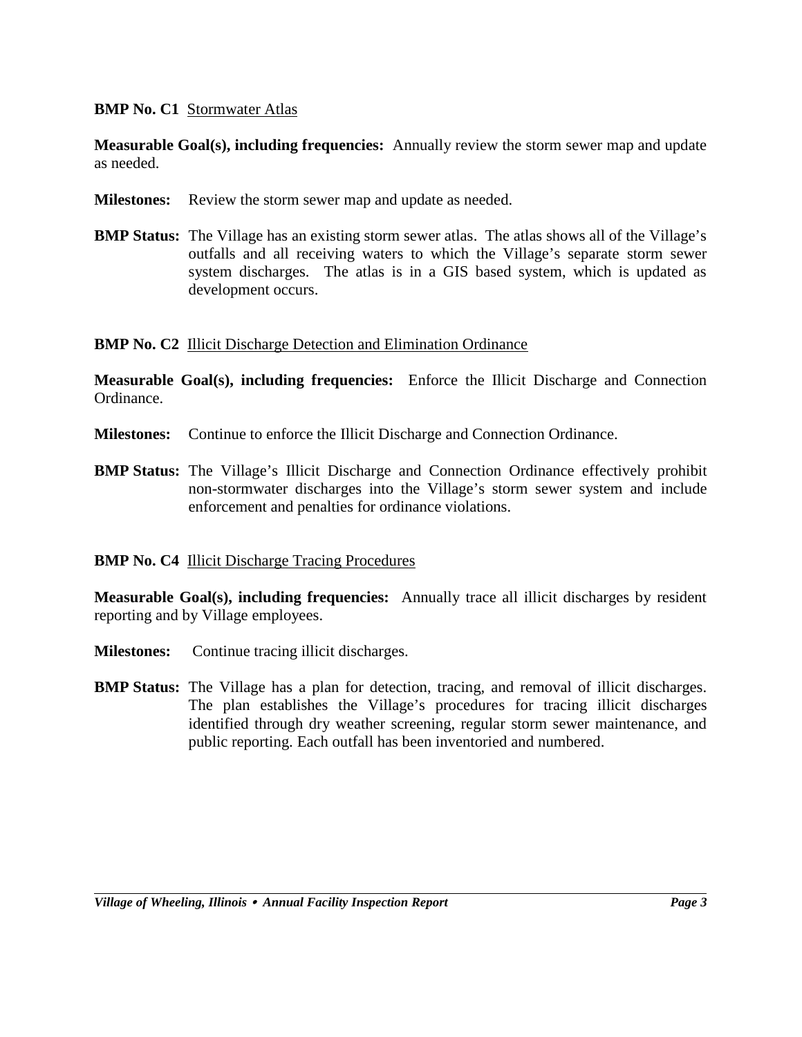**BMP No. C1** Stormwater Atlas

**Measurable Goal(s), including frequencies:** Annually review the storm sewer map and update as needed.

**Milestones:** Review the storm sewer map and update as needed.

**BMP Status:** The Village has an existing storm sewer atlas. The atlas shows all of the Village's outfalls and all receiving waters to which the Village's separate storm sewer system discharges. The atlas is in a GIS based system, which is updated as development occurs.

**BMP No. C2** Illicit Discharge Detection and Elimination Ordinance

**Measurable Goal(s), including frequencies:** Enforce the Illicit Discharge and Connection Ordinance.

**Milestones:** Continue to enforce the Illicit Discharge and Connection Ordinance.

**BMP Status:** The Village's Illicit Discharge and Connection Ordinance effectively prohibit non-stormwater discharges into the Village's storm sewer system and include enforcement and penalties for ordinance violations.

**BMP No. C4** Illicit Discharge Tracing Procedures

**Measurable Goal(s), including frequencies:** Annually trace all illicit discharges by resident reporting and by Village employees.

**Milestones:** Continue tracing illicit discharges.

**BMP Status:** The Village has a plan for detection, tracing, and removal of illicit discharges. The plan establishes the Village's procedures for tracing illicit discharges identified through dry weather screening, regular storm sewer maintenance, and public reporting. Each outfall has been inventoried and numbered.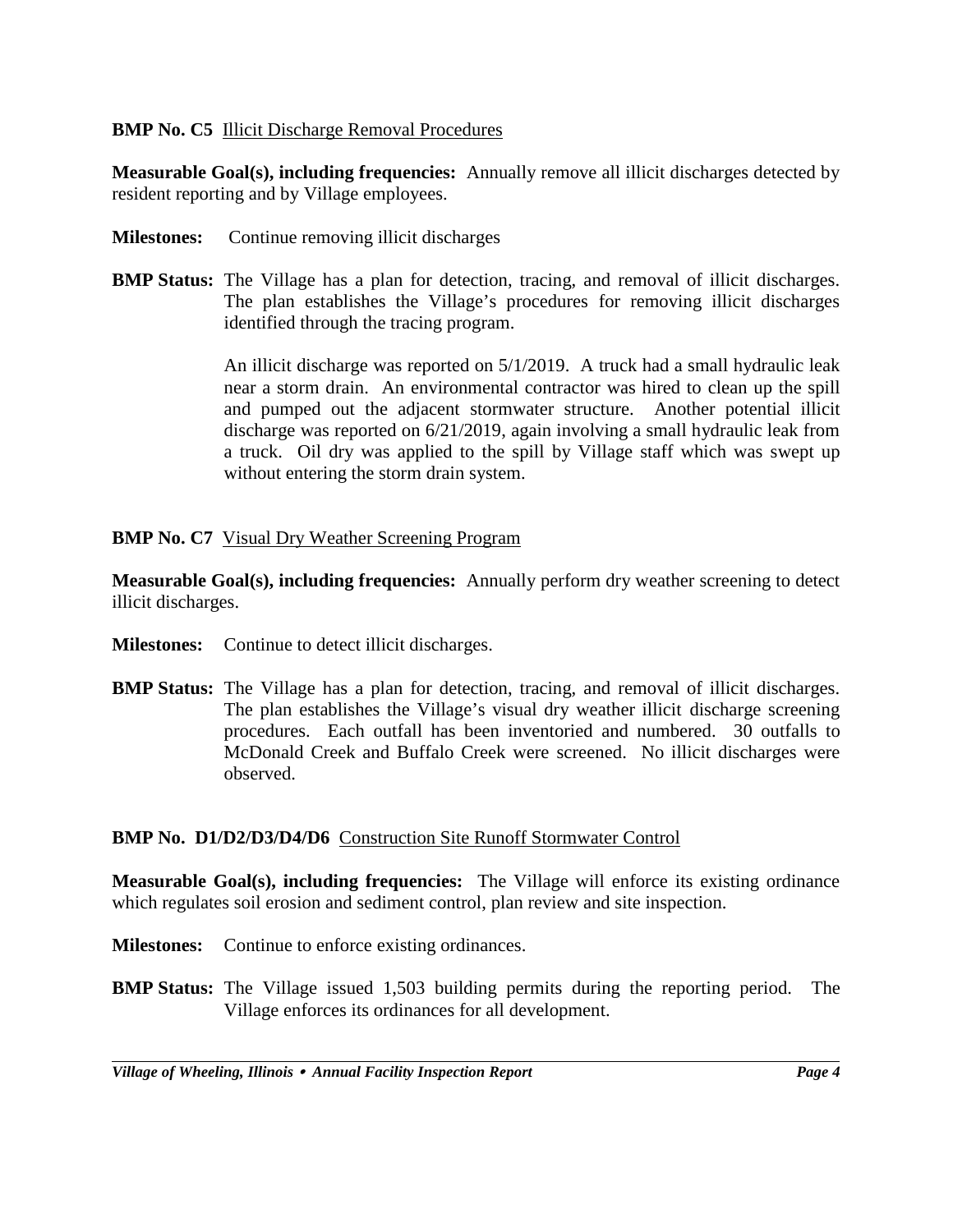**BMP No. C5** Illicit Discharge Removal Procedures

**Measurable Goal(s), including frequencies:** Annually remove all illicit discharges detected by resident reporting and by Village employees.

**Milestones:** Continue removing illicit discharges

**BMP Status:** The Village has a plan for detection, tracing, and removal of illicit discharges. The plan establishes the Village's procedures for removing illicit discharges identified through the tracing program.

An illicit discharge was reported on 5/1/2019. A truck had a small hydraulic leak near a storm drain. An environmental contractor was hired to clean up the spill and pumped out the adjacent stormwater structure. Another potential illicit discharge was reported on 6/21/2019, again involving a small hydraulic leak from a truck. Oil dry was applied to the spill by Village staff which was swept up without entering the storm drain system.

**BMP No. C7** Visual Dry Weather Screening Program

**Measurable Goal(s), including frequencies:** Annually perform dry weather screening to detect illicit discharges.

**Milestones:** Continue to detect illicit discharges.

**BMP Status:** The Village has a plan for detection, tracing, and removal of illicit discharges. The plan establishes the Village's visual dry weather illicit discharge screening procedures. Each outfall has been inventoried and numbered. 30 outfalls to McDonald Creek and Buffalo Creek were screened. No illicit discharges were observed.

**BMP No. D1/D2/D3/D4/D6** Construction Site Runoff Stormwater Control

**Measurable Goal(s), including frequencies:** The Village will enforce its existing ordinance which regulates soil erosion and sediment control, plan review and site inspection.

**Milestones:** Continue to enforce existing ordinances.

**BMP Status:** The Village issued 1,503 building permits during the reporting period. The Village enforces its ordinances for all development.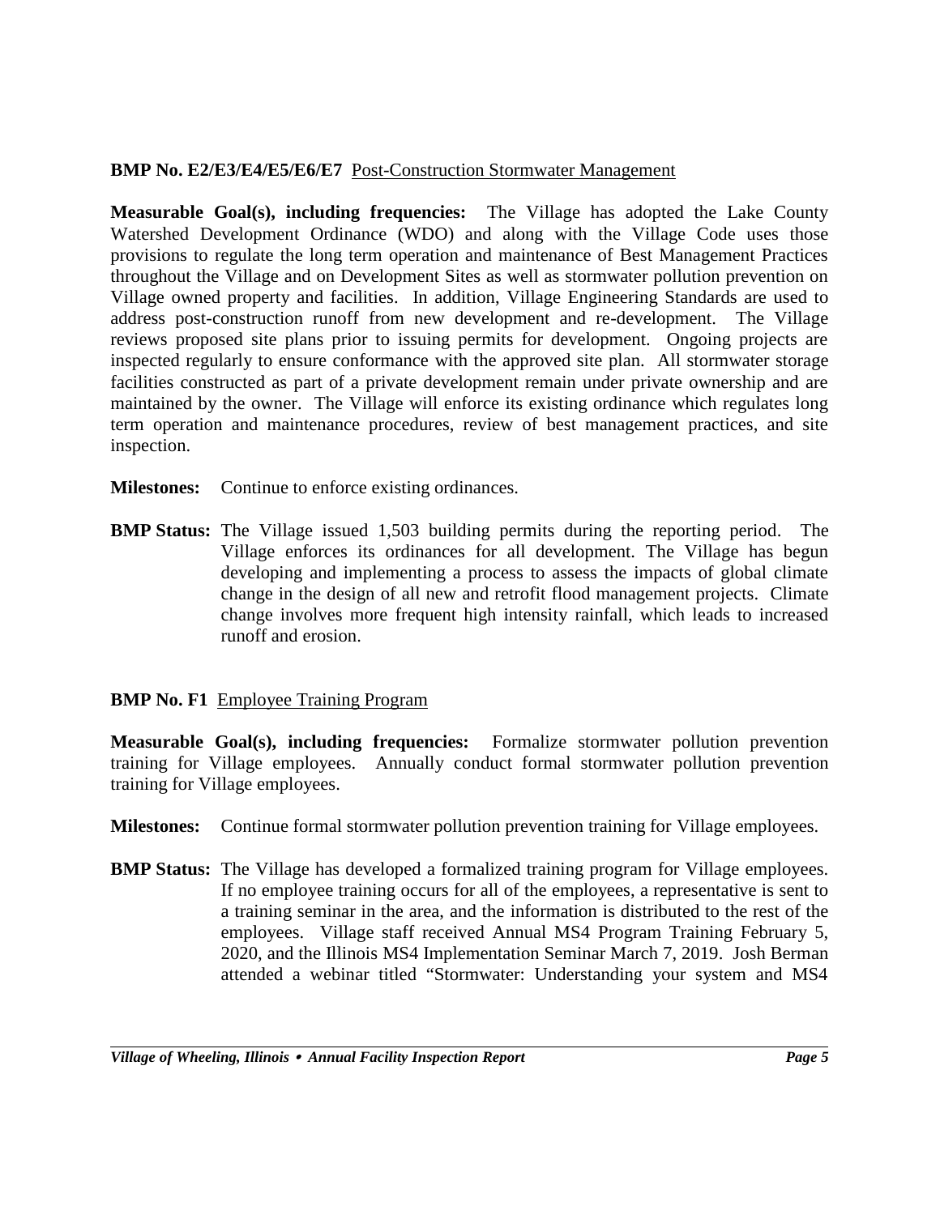**BMP No. E2/E3/E4/E5/E6/E7** Post-Construction Stormwater Management

**Measurable Goal(s), including frequencies:** The Village has adopted the Lake County Watershed Development Ordinance (WDO) and along with the Village Code uses those provisions to regulate the long term operation and maintenance of Best Management Practices throughout the Village and on Development Sites as well as stormwater pollution prevention on Village owned property and facilities. In addition, Village Engineering Standards are used to address post-construction runoff from new development and re-development. The Village reviews proposed site plans prior to issuing permits for development. Ongoing projects are inspected regularly to ensure conformance with the approved site plan. All stormwater storage facilities constructed as part of a private development remain under private ownership and are maintained by the owner. The Village will enforce its existing ordinance which regulates long term operation and maintenance procedures, review of best management practices, and site inspection.

**Milestones:** Continue to enforce existing ordinances.

**BMP Status:** The Village issued 1,503 building permits during the reporting period. The Village enforces its ordinances for all development. The Village has begun developing and implementing a process to assess the impacts of global climate change in the design of all new and retrofit flood management projects. Climate change involves more frequent high intensity rainfall, which leads to increased runoff and erosion.

**BMP No. F1** Employee Training Program

**Measurable Goal(s), including frequencies:** Formalize stormwater pollution prevention training for Village employees. Annually conduct formal stormwater pollution prevention training for Village employees.

**Milestones:** Continue formal stormwater pollution prevention training for Village employees.

**BMP Status:** The Village has developed a formalized training program for Village employees. If no employee training occurs for all of the employees, a representative is sent to a training seminar in the area, and the information is distributed to the rest of the employees. Village staff received Annual MS4 Program Training February 5, 2020, and the Illinois MS4 Implementation Seminar March 7, 2019. Josh Berman attended a webinar titled "Stormwater: Understanding your system and MS4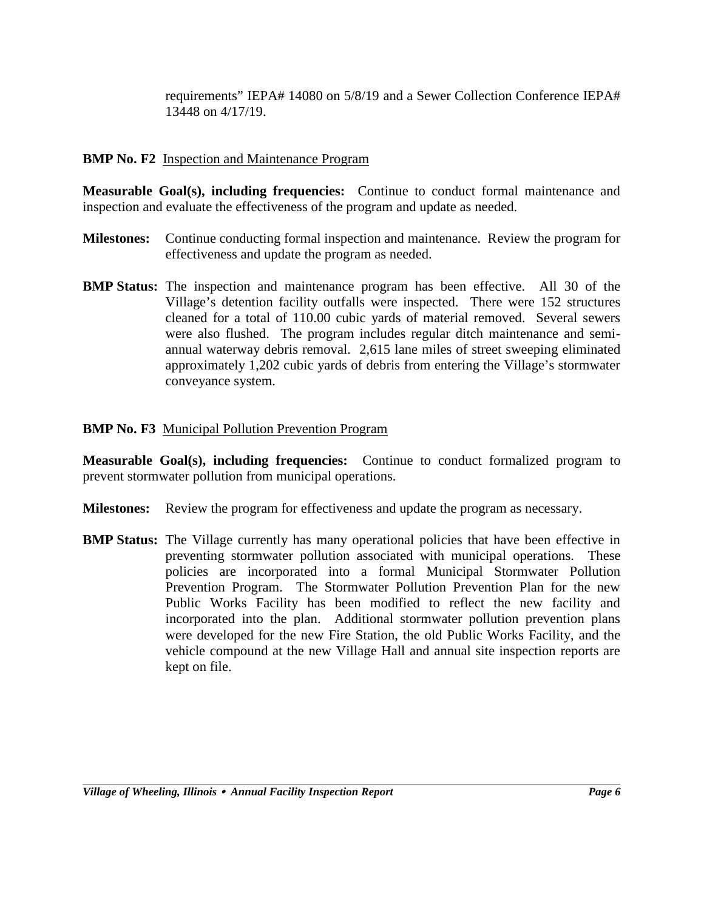requirements" IEPA# 14080 on 5/8/19 and a Sewer Collection Conference IEPA# 13448 on 4/17/19.

**BMP No. F2** Inspection and Maintenance Program

**Measurable Goal(s), including frequencies:** Continue to conduct formal maintenance and inspection and evaluate the effectiveness of the program and update as needed.

**Milestones:** Continue conducting formal inspection and maintenance. Review the program for effectiveness and update the program as needed.

**BMP Status:** The inspection and maintenance program has been effective. All 30 of the Village's detention facility outfalls were inspected. There were 152 structures cleaned for a total of 110.00 cubic yards of material removed. Several sewers were also flushed. The program includes regular ditch maintenance and semi-annual waterway debris removal. 2,615 lane miles of street sweeping eliminated approximately 1,202 cubic yards of debris from entering the Village's stormwater conveyance system.

**BMP No. F3** Municipal Pollution Prevention Program

**Measurable Goal(s), including frequencies:** Continue to conduct formalized program to prevent stormwater pollution from municipal operations.

**Milestones:** Review the program for effectiveness and update the program as necessary.

**BMP Status:** The Village currently has many operational policies that have been effective in preventing stormwater pollution associated with municipal operations. These policies are incorporated into a formal Municipal Stormwater Pollution Prevention Program. The Stormwater Pollution Prevention Plan for the new Public Works Facility has been modified to reflect the new facility and incorporated into the plan. Additional stormwater pollution prevention plans were developed for the new Fire Station, the old Public Works Facility, and the vehicle compound at the new Village Hall and annual site inspection reports are kept on file.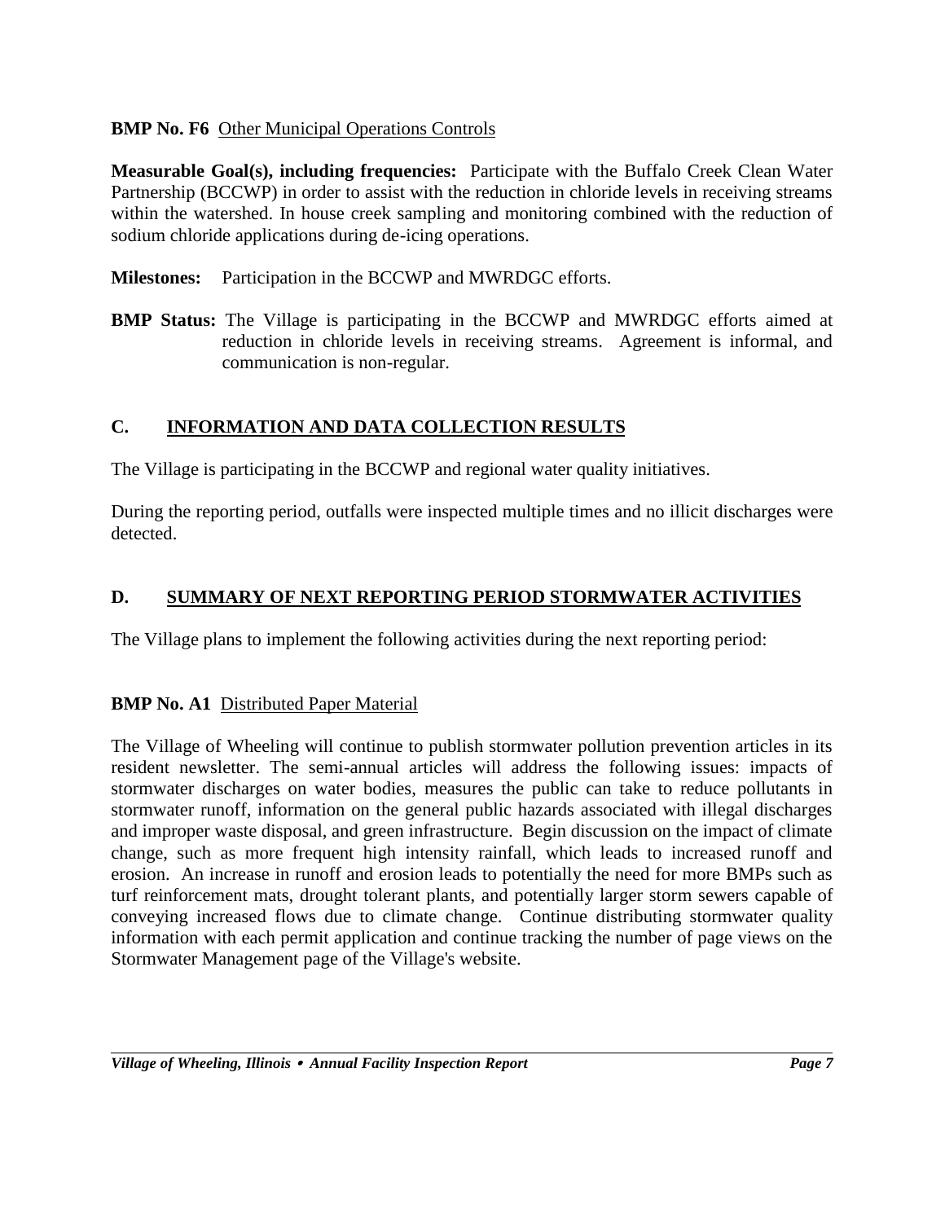**BMP No. F6** Other Municipal Operations Controls

**Measurable Goal(s), including frequencies:** Participate with the Buffalo Creek Clean Water Partnership (BCCWP) in order to assist with the reduction in chloride levels in receiving streams within the watershed. In house creek sampling and monitoring combined with the reduction of sodium chloride applications during de-icing operations.

**Milestones:** Participation in the BCCWP and MWRDGC efforts.

**BMP Status:** The Village is participating in the BCCWP and MWRDGC efforts aimed at reduction in chloride levels in receiving streams. Agreement is informal, and communication is non-regular.

## C. INFORMATION AND DATA COLLECTION RESULTS

The Village is participating in the BCCWP and regional water quality initiatives.

During the reporting period, outfalls were inspected multiple times and no illicit discharges were detected.

## D. SUMMARY OF NEXT REPORTING PERIOD STORMWATER ACTIVITIES

The Village plans to implement the following activities during the next reporting period:

**BMP No. A1** Distributed Paper Material

The Village of Wheeling will continue to publish stormwater pollution prevention articles in its resident newsletter. The semi-annual articles will address the following issues: impacts of stormwater discharges on water bodies, measures the public can take to reduce pollutants in stormwater runoff, information on the general public hazards associated with illegal discharges and improper waste disposal, and green infrastructure. Begin discussion on the impact of climate change, such as more frequent high intensity rainfall, which leads to increased runoff and erosion. An increase in runoff and erosion leads to potentially the need for more BMPs such as turf reinforcement mats, drought tolerant plants, and potentially larger storm sewers capable of conveying increased flows due to climate change. Continue distributing stormwater quality information with each permit application and continue tracking the number of page views on the Stormwater Management page of the Village's website.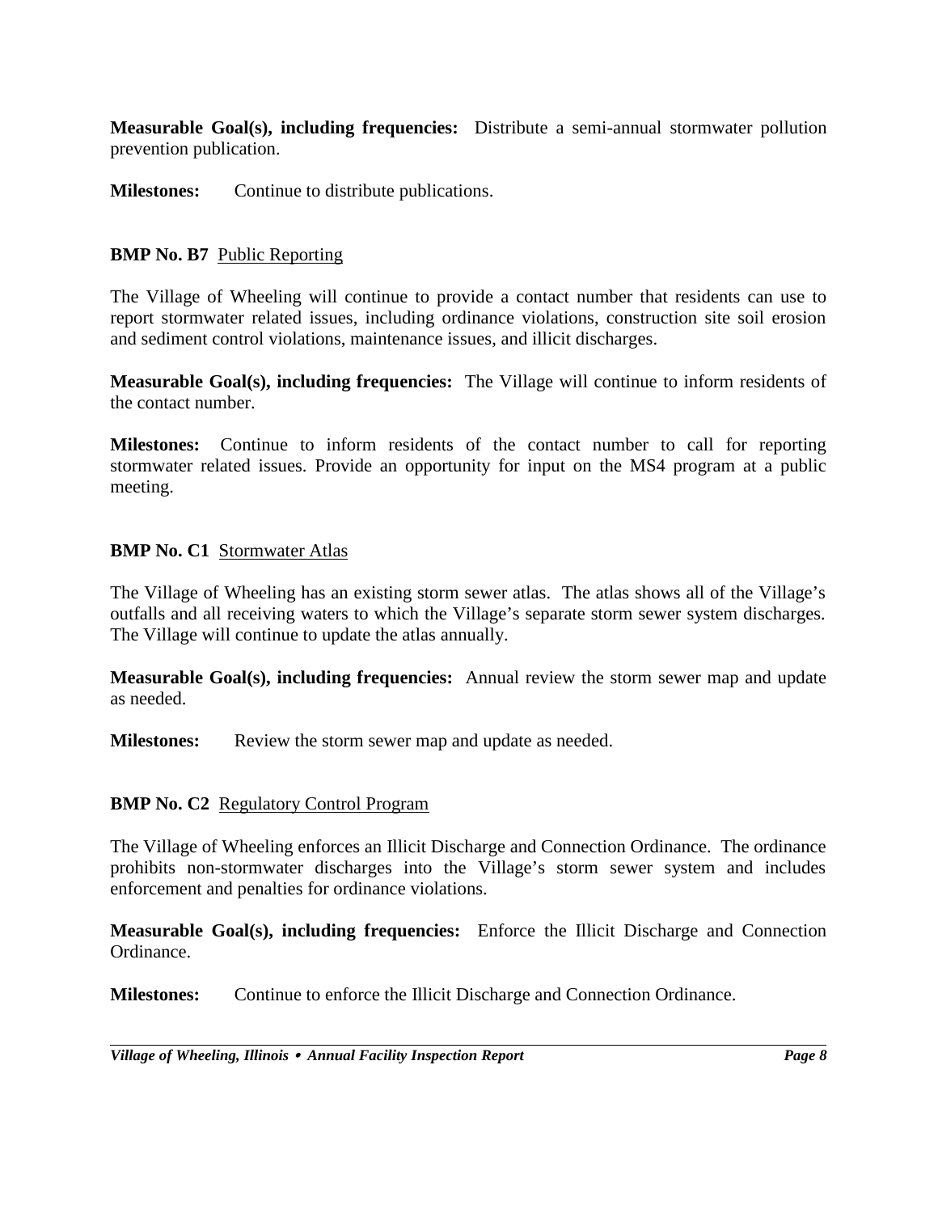**Measurable Goal(s), including frequencies:** Distribute a semi-annual stormwater pollution prevention publication.

**Milestones:** Continue to distribute publications.

**BMP No. B7** Public Reporting

The Village of Wheeling will continue to provide a contact number that residents can use to report stormwater related issues, including ordinance violations, construction site soil erosion and sediment control violations, maintenance issues, and illicit discharges.

**Measurable Goal(s), including frequencies:** The Village will continue to inform residents of the contact number.

**Milestones:** Continue to inform residents of the contact number to call for reporting stormwater related issues. Provide an opportunity for input on the MS4 program at a public meeting.

**BMP No. C1** Stormwater Atlas

The Village of Wheeling has an existing storm sewer atlas. The atlas shows all of the Village's outfalls and all receiving waters to which the Village's separate storm sewer system discharges. The Village will continue to update the atlas annually.

**Measurable Goal(s), including frequencies:** Annual review the storm sewer map and update as needed.

**Milestones:** Review the storm sewer map and update as needed.

**BMP No. C2** Regulatory Control Program

The Village of Wheeling enforces an Illicit Discharge and Connection Ordinance. The ordinance prohibits non-stormwater discharges into the Village's storm sewer system and includes enforcement and penalties for ordinance violations.

**Measurable Goal(s), including frequencies:** Enforce the Illicit Discharge and Connection Ordinance.

**Milestones:** Continue to enforce the Illicit Discharge and Connection Ordinance.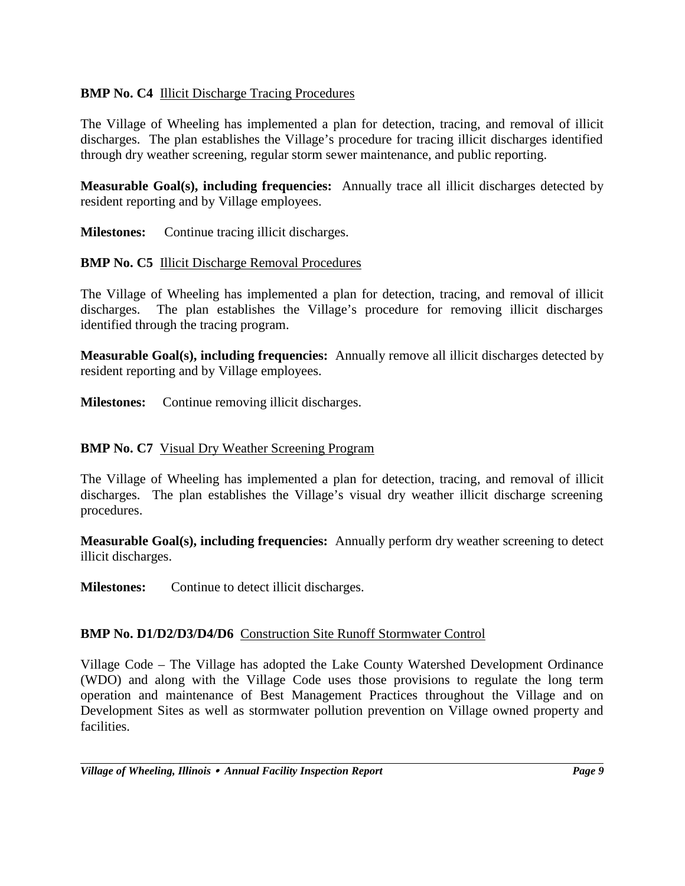**BMP No. C4** Illicit Discharge Tracing Procedures

The Village of Wheeling has implemented a plan for detection, tracing, and removal of illicit discharges. The plan establishes the Village's procedure for tracing illicit discharges identified through dry weather screening, regular storm sewer maintenance, and public reporting.

**Measurable Goal(s), including frequencies:** Annually trace all illicit discharges detected by resident reporting and by Village employees.

**Milestones:** Continue tracing illicit discharges.

**BMP No. C5** Illicit Discharge Removal Procedures

The Village of Wheeling has implemented a plan for detection, tracing, and removal of illicit discharges. The plan establishes the Village's procedure for removing illicit discharges identified through the tracing program.

**Measurable Goal(s), including frequencies:** Annually remove all illicit discharges detected by resident reporting and by Village employees.

**Milestones:** Continue removing illicit discharges.

**BMP No. C7** Visual Dry Weather Screening Program

The Village of Wheeling has implemented a plan for detection, tracing, and removal of illicit discharges. The plan establishes the Village's visual dry weather illicit discharge screening procedures.

**Measurable Goal(s), including frequencies:** Annually perform dry weather screening to detect illicit discharges.

**Milestones:** Continue to detect illicit discharges.

**BMP No. D1/D2/D3/D4/D6** Construction Site Runoff Stormwater Control

Village Code – The Village has adopted the Lake County Watershed Development Ordinance (WDO) and along with the Village Code uses those provisions to regulate the long term operation and maintenance of Best Management Practices throughout the Village and on Development Sites as well as stormwater pollution prevention on Village owned property and facilities.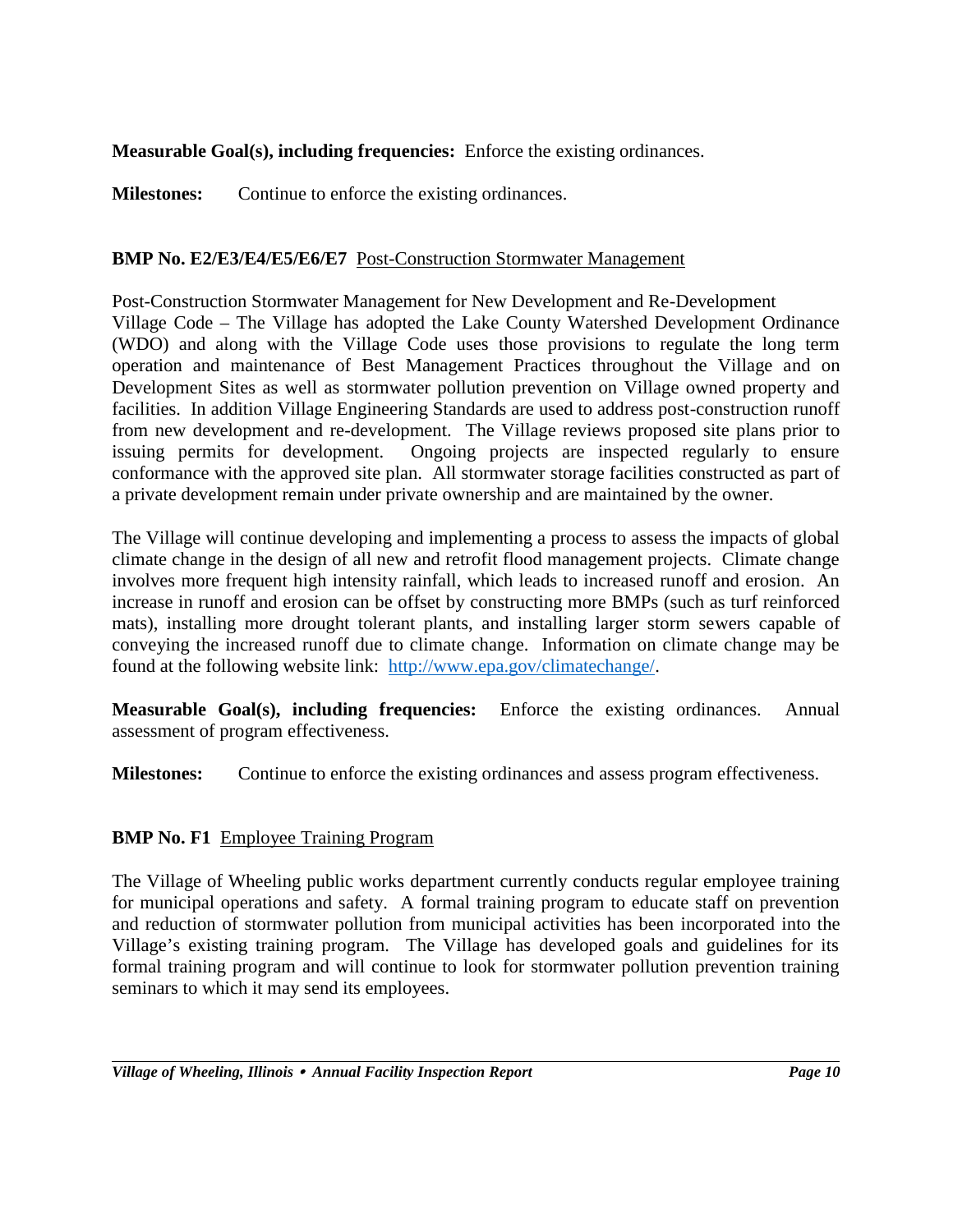**Measurable Goal(s), including frequencies:** Enforce the existing ordinances.

**Milestones:** Continue to enforce the existing ordinances.

**BMP No. E2/E3/E4/E5/E6/E7** Post-Construction Stormwater Management

Post-Construction Stormwater Management for New Development and Re-Development
Village Code – The Village has adopted the Lake County Watershed Development Ordinance (WDO) and along with the Village Code uses those provisions to regulate the long term operation and maintenance of Best Management Practices throughout the Village and on Development Sites as well as stormwater pollution prevention on Village owned property and facilities. In addition Village Engineering Standards are used to address post-construction runoff from new development and re-development. The Village reviews proposed site plans prior to issuing permits for development. Ongoing projects are inspected regularly to ensure conformance with the approved site plan. All stormwater storage facilities constructed as part of a private development remain under private ownership and are maintained by the owner.

The Village will continue developing and implementing a process to assess the impacts of global climate change in the design of all new and retrofit flood management projects. Climate change involves more frequent high intensity rainfall, which leads to increased runoff and erosion. An increase in runoff and erosion can be offset by constructing more BMPs (such as turf reinforced mats), installing more drought tolerant plants, and installing larger storm sewers capable of conveying the increased runoff due to climate change. Information on climate change may be found at the following website link: [http://www.epa.gov/climatechange/](http://www.epa.gov/climatechange/).

**Measurable Goal(s), including frequencies:** Enforce the existing ordinances. Annual assessment of program effectiveness.

**Milestones:** Continue to enforce the existing ordinances and assess program effectiveness.

**BMP No. F1** Employee Training Program

The Village of Wheeling public works department currently conducts regular employee training for municipal operations and safety. A formal training program to educate staff on prevention and reduction of stormwater pollution from municipal activities has been incorporated into the Village's existing training program. The Village has developed goals and guidelines for its formal training program and will continue to look for stormwater pollution prevention training seminars to which it may send its employees.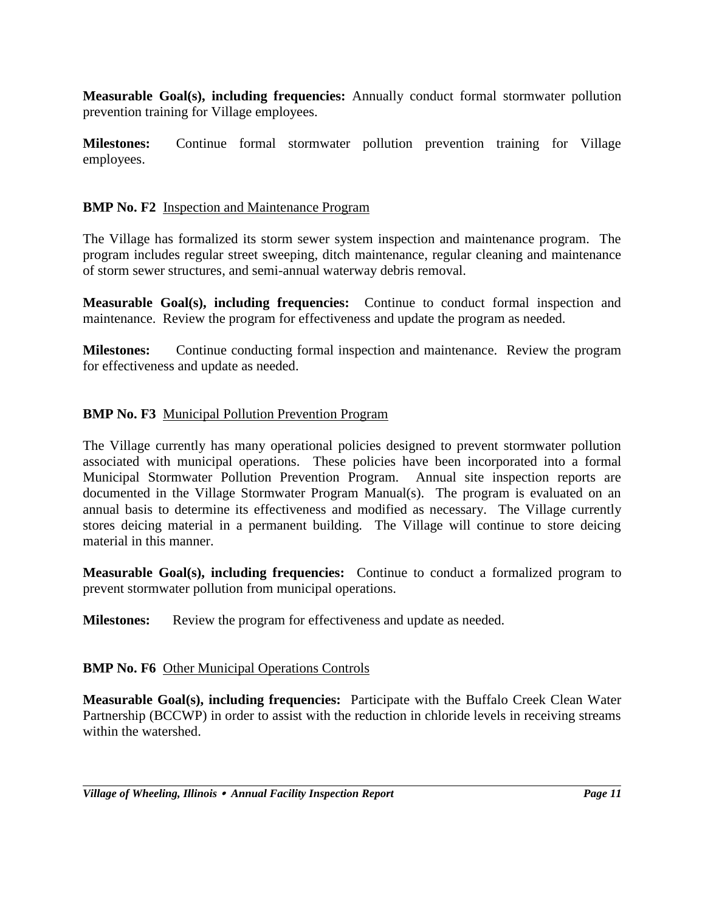**Measurable Goal(s), including frequencies:** Annually conduct formal stormwater pollution prevention training for Village employees.

**Milestones:** Continue formal stormwater pollution prevention training for Village employees.

**BMP No. F2** Inspection and Maintenance Program

The Village has formalized its storm sewer system inspection and maintenance program. The program includes regular street sweeping, ditch maintenance, regular cleaning and maintenance of storm sewer structures, and semi-annual waterway debris removal.

**Measurable Goal(s), including frequencies:** Continue to conduct formal inspection and maintenance. Review the program for effectiveness and update the program as needed.

**Milestones:** Continue conducting formal inspection and maintenance. Review the program for effectiveness and update as needed.

**BMP No. F3** Municipal Pollution Prevention Program

The Village currently has many operational policies designed to prevent stormwater pollution associated with municipal operations. These policies have been incorporated into a formal Municipal Stormwater Pollution Prevention Program. Annual site inspection reports are documented in the Village Stormwater Program Manual(s). The program is evaluated on an annual basis to determine its effectiveness and modified as necessary. The Village currently stores deicing material in a permanent building. The Village will continue to store deicing material in this manner.

**Measurable Goal(s), including frequencies:** Continue to conduct a formalized program to prevent stormwater pollution from municipal operations.

**Milestones:** Review the program for effectiveness and update as needed.

**BMP No. F6** Other Municipal Operations Controls

**Measurable Goal(s), including frequencies:** Participate with the Buffalo Creek Clean Water Partnership (BCCWP) in order to assist with the reduction in chloride levels in receiving streams within the watershed.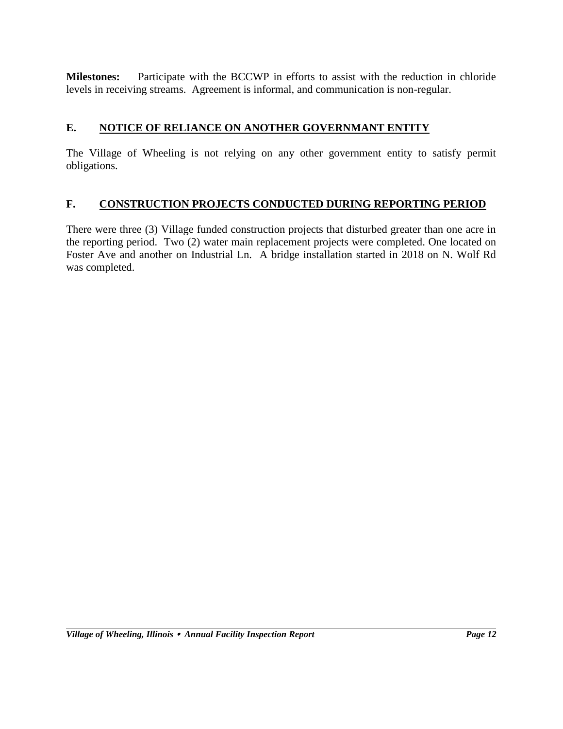**Milestones:** Participate with the BCCWP in efforts to assist with the reduction in chloride levels in receiving streams. Agreement is informal, and communication is non-regular.

## E. NOTICE OF RELIANCE ON ANOTHER GOVERNMANT ENTITY

The Village of Wheeling is not relying on any other government entity to satisfy permit obligations.

## F. CONSTRUCTION PROJECTS CONDUCTED DURING REPORTING PERIOD

There were three (3) Village funded construction projects that disturbed greater than one acre in the reporting period. Two (2) water main replacement projects were completed. One located on Foster Ave and another on Industrial Ln. A bridge installation started in 2018 on N. Wolf Rd was completed.